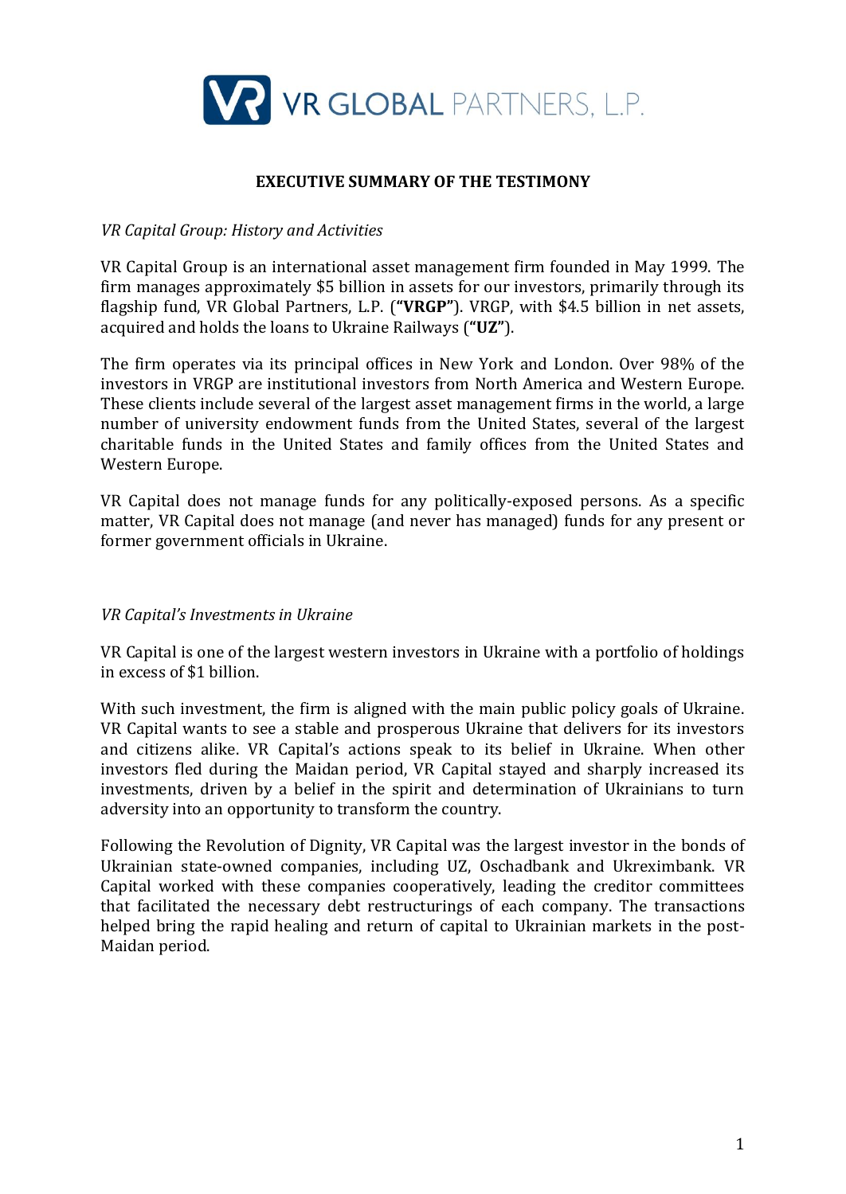# VR GLOBAL PARTNERS, L.P.

## EXECUTIVE SUMMARY OF THE TESTIMONY

*VR Capital Group: History and Activities*

VR Capital Group is an international asset management firm founded in May 1999. The firm manages approximately $5 billion in assets for our investors, primarily through its flagship fund, VR Global Partners, L.P. (**"VRGP"**). VRGP, with $4.5 billion in net assets, acquired and holds the loans to Ukraine Railways (**"UZ"**).

The firm operates via its principal offices in New York and London. Over 98% of the investors in VRGP are institutional investors from North America and Western Europe. These clients include several of the largest asset management firms in the world, a large number of university endowment funds from the United States, several of the largest charitable funds in the United States and family offices from the United States and Western Europe.

VR Capital does not manage funds for any politically-exposed persons. As a specific matter, VR Capital does not manage (and never has managed) funds for any present or former government officials in Ukraine.

*VR Capital's Investments in Ukraine*

VR Capital is one of the largest western investors in Ukraine with a portfolio of holdings in excess of $1 billion.

With such investment, the firm is aligned with the main public policy goals of Ukraine. VR Capital wants to see a stable and prosperous Ukraine that delivers for its investors and citizens alike. VR Capital's actions speak to its belief in Ukraine. When other investors fled during the Maidan period, VR Capital stayed and sharply increased its investments, driven by a belief in the spirit and determination of Ukrainians to turn adversity into an opportunity to transform the country.

Following the Revolution of Dignity, VR Capital was the largest investor in the bonds of Ukrainian state-owned companies, including UZ, Oschadbank and Ukreximbank. VR Capital worked with these companies cooperatively, leading the creditor committees that facilitated the necessary debt restructurings of each company. The transactions helped bring the rapid healing and return of capital to Ukrainian markets in the post-Maidan period.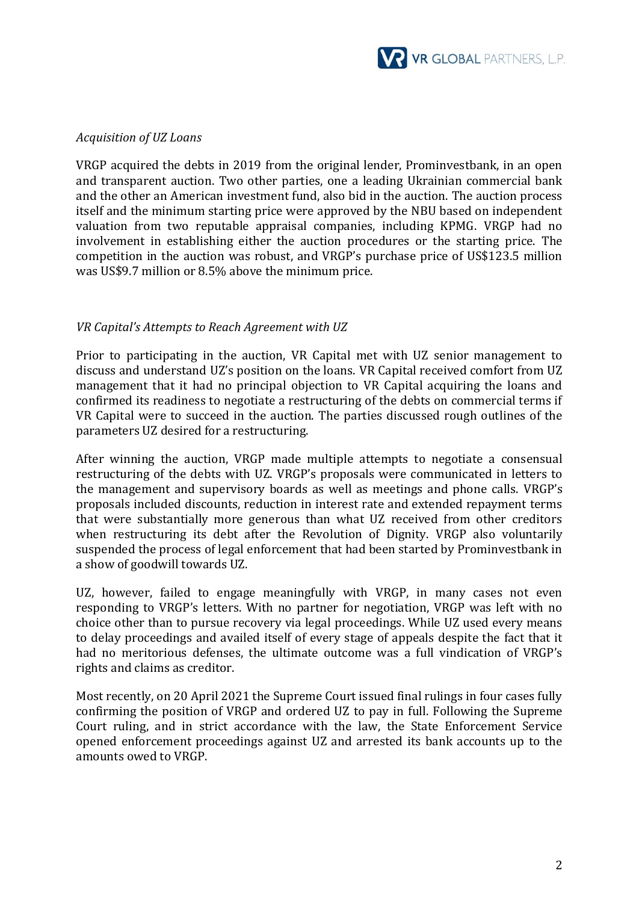*Acquisition of UZ Loans*

VRGP acquired the debts in 2019 from the original lender, Prominvestbank, in an open and transparent auction. Two other parties, one a leading Ukrainian commercial bank and the other an American investment fund, also bid in the auction. The auction process itself and the minimum starting price were approved by the NBU based on independent valuation from two reputable appraisal companies, including KPMG. VRGP had no involvement in establishing either the auction procedures or the starting price. The competition in the auction was robust, and VRGP's purchase price of US$123.5 million was US$9.7 million or 8.5% above the minimum price.

*VR Capital's Attempts to Reach Agreement with UZ*

Prior to participating in the auction, VR Capital met with UZ senior management to discuss and understand UZ's position on the loans. VR Capital received comfort from UZ management that it had no principal objection to VR Capital acquiring the loans and confirmed its readiness to negotiate a restructuring of the debts on commercial terms if VR Capital were to succeed in the auction. The parties discussed rough outlines of the parameters UZ desired for a restructuring.

After winning the auction, VRGP made multiple attempts to negotiate a consensual restructuring of the debts with UZ. VRGP's proposals were communicated in letters to the management and supervisory boards as well as meetings and phone calls. VRGP's proposals included discounts, reduction in interest rate and extended repayment terms that were substantially more generous than what UZ received from other creditors when restructuring its debt after the Revolution of Dignity. VRGP also voluntarily suspended the process of legal enforcement that had been started by Prominvestbank in a show of goodwill towards UZ.

UZ, however, failed to engage meaningfully with VRGP, in many cases not even responding to VRGP's letters. With no partner for negotiation, VRGP was left with no choice other than to pursue recovery via legal proceedings. While UZ used every means to delay proceedings and availed itself of every stage of appeals despite the fact that it had no meritorious defenses, the ultimate outcome was a full vindication of VRGP's rights and claims as creditor.

Most recently, on 20 April 2021 the Supreme Court issued final rulings in four cases fully confirming the position of VRGP and ordered UZ to pay in full. Following the Supreme Court ruling, and in strict accordance with the law, the State Enforcement Service opened enforcement proceedings against UZ and arrested its bank accounts up to the amounts owed to VRGP.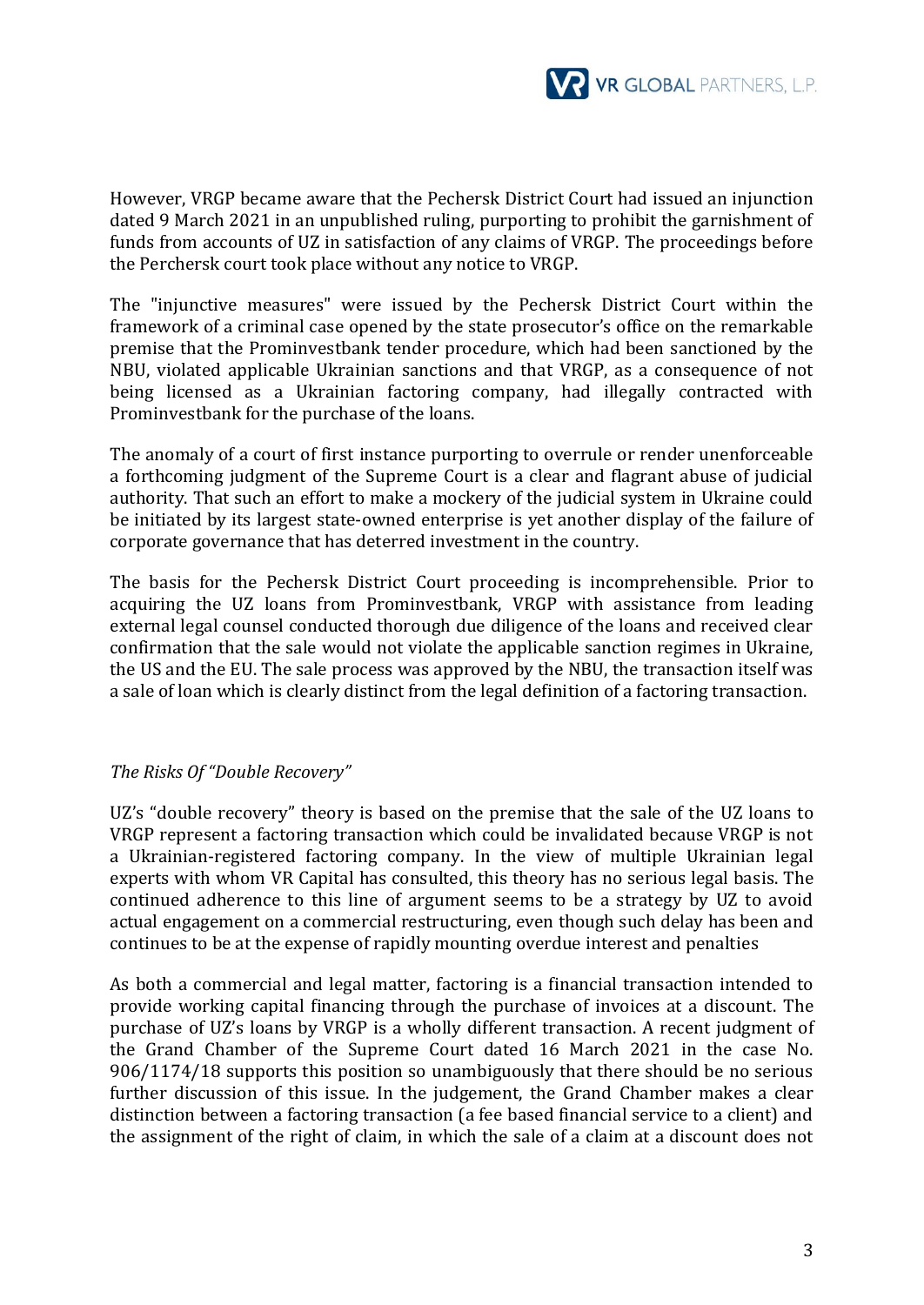However, VRGP became aware that the Pechersk District Court had issued an injunction dated 9 March 2021 in an unpublished ruling, purporting to prohibit the garnishment of funds from accounts of UZ in satisfaction of any claims of VRGP. The proceedings before the Perchersk court took place without any notice to VRGP.

The "injunctive measures" were issued by the Pechersk District Court within the framework of a criminal case opened by the state prosecutor's office on the remarkable premise that the Prominvestbank tender procedure, which had been sanctioned by the NBU, violated applicable Ukrainian sanctions and that VRGP, as a consequence of not being licensed as a Ukrainian factoring company, had illegally contracted with Prominvestbank for the purchase of the loans.

The anomaly of a court of first instance purporting to overrule or render unenforceable a forthcoming judgment of the Supreme Court is a clear and flagrant abuse of judicial authority. That such an effort to make a mockery of the judicial system in Ukraine could be initiated by its largest state-owned enterprise is yet another display of the failure of corporate governance that has deterred investment in the country.

The basis for the Pechersk District Court proceeding is incomprehensible. Prior to acquiring the UZ loans from Prominvestbank, VRGP with assistance from leading external legal counsel conducted thorough due diligence of the loans and received clear confirmation that the sale would not violate the applicable sanction regimes in Ukraine, the US and the EU. The sale process was approved by the NBU, the transaction itself was a sale of loan which is clearly distinct from the legal definition of a factoring transaction.

*The Risks Of "Double Recovery"*

UZ's "double recovery" theory is based on the premise that the sale of the UZ loans to VRGP represent a factoring transaction which could be invalidated because VRGP is not a Ukrainian-registered factoring company. In the view of multiple Ukrainian legal experts with whom VR Capital has consulted, this theory has no serious legal basis. The continued adherence to this line of argument seems to be a strategy by UZ to avoid actual engagement on a commercial restructuring, even though such delay has been and continues to be at the expense of rapidly mounting overdue interest and penalties

As both a commercial and legal matter, factoring is a financial transaction intended to provide working capital financing through the purchase of invoices at a discount. The purchase of UZ's loans by VRGP is a wholly different transaction. A recent judgment of the Grand Chamber of the Supreme Court dated 16 March 2021 in the case No. 906/1174/18 supports this position so unambiguously that there should be no serious further discussion of this issue. In the judgement, the Grand Chamber makes a clear distinction between a factoring transaction (a fee based financial service to a client) and the assignment of the right of claim, in which the sale of a claim at a discount does not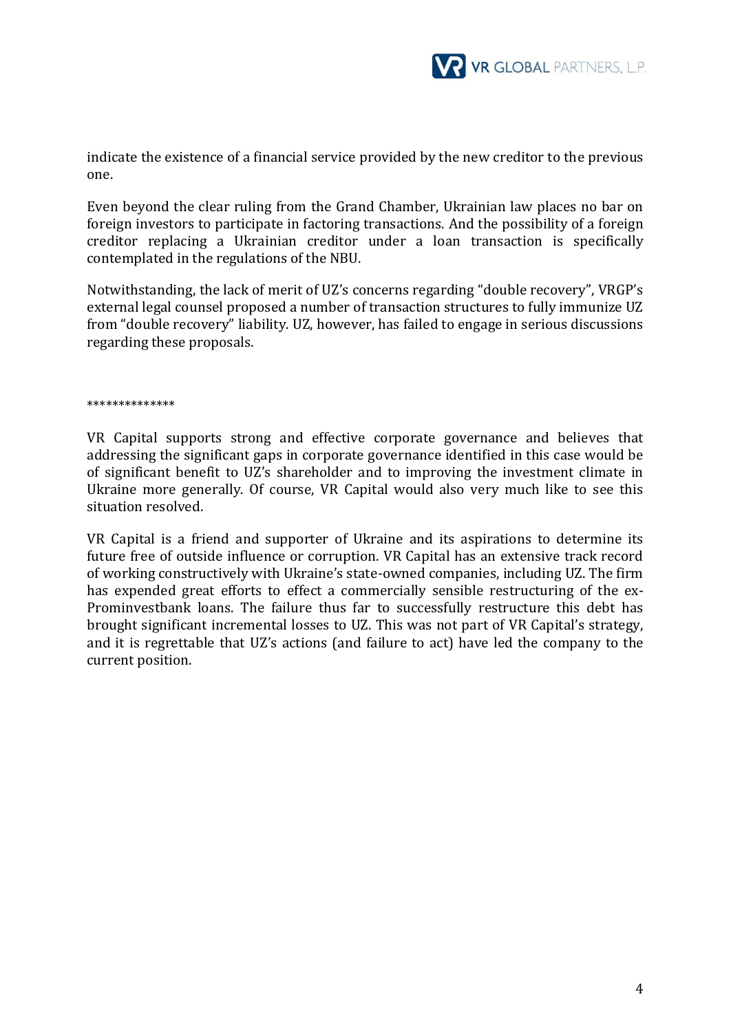indicate the existence of a financial service provided by the new creditor to the previous one.

Even beyond the clear ruling from the Grand Chamber, Ukrainian law places no bar on foreign investors to participate in factoring transactions. And the possibility of a foreign creditor replacing a Ukrainian creditor under a loan transaction is specifically contemplated in the regulations of the NBU.

Notwithstanding, the lack of merit of UZ's concerns regarding "double recovery", VRGP's external legal counsel proposed a number of transaction structures to fully immunize UZ from "double recovery" liability. UZ, however, has failed to engage in serious discussions regarding these proposals.

**************

VR Capital supports strong and effective corporate governance and believes that addressing the significant gaps in corporate governance identified in this case would be of significant benefit to UZ's shareholder and to improving the investment climate in Ukraine more generally. Of course, VR Capital would also very much like to see this situation resolved.

VR Capital is a friend and supporter of Ukraine and its aspirations to determine its future free of outside influence or corruption. VR Capital has an extensive track record of working constructively with Ukraine's state-owned companies, including UZ. The firm has expended great efforts to effect a commercially sensible restructuring of the ex-Prominvestbank loans. The failure thus far to successfully restructure this debt has brought significant incremental losses to UZ. This was not part of VR Capital's strategy, and it is regrettable that UZ's actions (and failure to act) have led the company to the current position.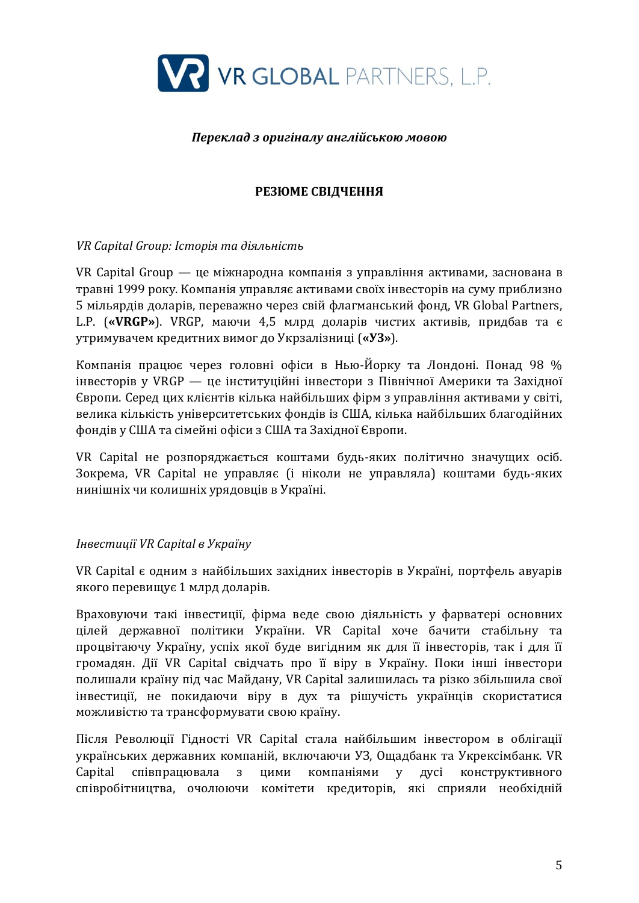VR GLOBAL PARTNERS, L.P.

***Переклад з оригіналу англійською мовою***

**РЕЗЮМЕ СВІДЧЕННЯ**

*VR Capital Group: Історія та діяльність*

VR Capital Group — це міжнародна компанія з управління активами, заснована в травні 1999 року. Компанія управляє активами своїх інвесторів на суму приблизно 5 мільярдів доларів, переважно через свій флагманський фонд, VR Global Partners, L.P. (**«VRGP»**). VRGP, маючи 4,5 млрд доларів чистих активів, придбав та є утримувачем кредитних вимог до Укрзалізниці (**«УЗ»**).

Компанія працює через головні офіси в Нью-Йорку та Лондоні. Понад 98 % інвесторів у VRGP — це інституційні інвестори з Північної Америки та Західної Європи. Серед цих клієнтів кілька найбільших фірм з управління активами у світі, велика кількість університетських фондів із США, кілька найбільших благодійних фондів у США та сімейні офіси з США та Західної Європи.

VR Capital не розпоряджається коштами будь-яких політично значущих осіб. Зокрема, VR Capital не управляє (і ніколи не управляла) коштами будь-яких нинішніх чи колишніх урядовців в Україні.

*Інвестиції VR Capital в Україну*

VR Capital є одним з найбільших західних інвесторів в Україні, портфель авуарів якого перевищує 1 млрд доларів.

Враховуючи такі інвестиції, фірма веде свою діяльність у фарватері основних цілей державної політики України. VR Capital хоче бачити стабільну та процвітаючу Україну, успіх якої буде вигідним як для її інвесторів, так і для її громадян. Дії VR Capital свідчать про її віру в Україну. Поки інші інвестори полишали країну під час Майдану, VR Capital залишилась та різко збільшила свої інвестиції, не покидаючи віру в дух та рішучість українців скористатися можливістю та трансформувати свою країну.

Після Революції Гідності VR Capital стала найбільшим інвестором в облігації українських державних компаній, включаючи УЗ, Ощадбанк та Укрексімбанк. VR Capital співпрацювала з цими компаніями у дусі конструктивного співробітництва, очолюючи комітети кредиторів, які сприяли необхідній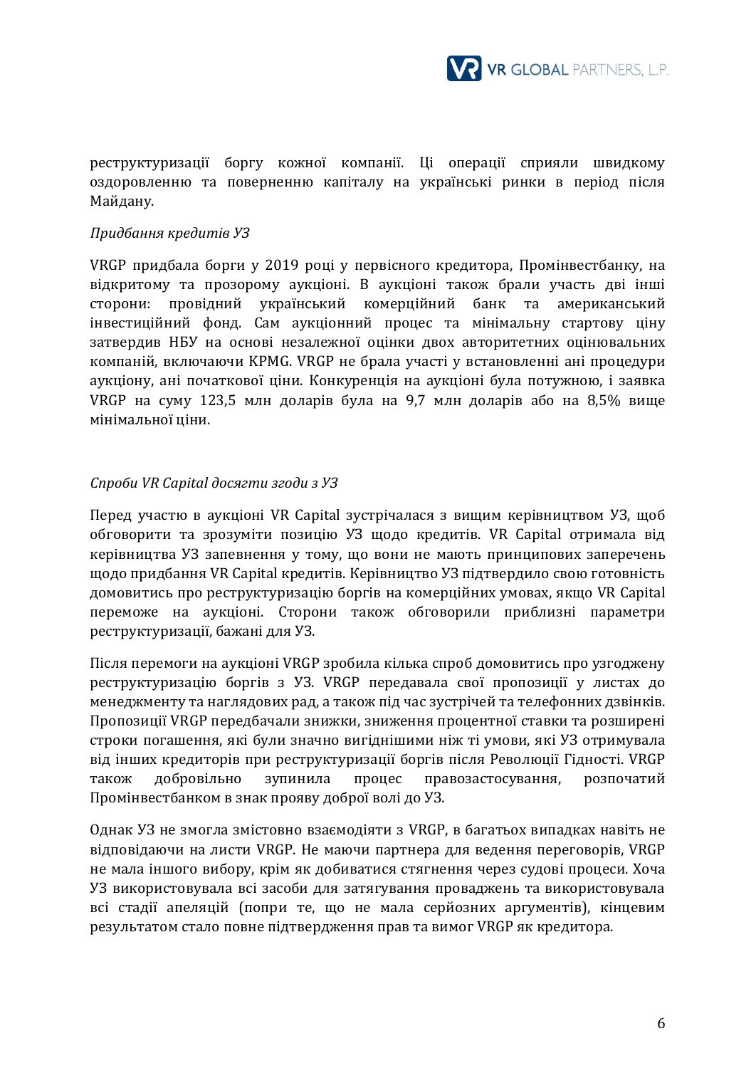реструктуризації боргу кожної компанії. Ці операції сприяли швидкому оздоровленню та поверненню капіталу на українські ринки в період після Майдану.

*Придбання кредитів УЗ*

VRGP придбала борги у 2019 році у первісного кредитора, Промінвестбанку, на відкритому та прозорому аукціоні. В аукціоні також брали участь дві інші сторони: провідний український комерційний банк та американський інвестиційний фонд. Сам аукціонний процес та мінімальну стартову ціну затвердив НБУ на основі незалежної оцінки двох авторитетних оцінювальних компаній, включаючи KPMG. VRGP не брала участі у встановленні ані процедури аукціону, ані початкової ціни. Конкуренція на аукціоні була потужною, і заявка VRGP на суму 123,5 млн доларів була на 9,7 млн доларів або на 8,5% вище мінімальної ціни.

*Спроби VR Capital досягти згоди з УЗ*

Перед участю в аукціоні VR Capital зустрічалася з вищим керівництвом УЗ, щоб обговорити та зрозуміти позицію УЗ щодо кредитів. VR Capital отримала від керівництва УЗ запевнення у тому, що вони не мають принципових заперечень щодо придбання VR Capital кредитів. Керівництво УЗ підтвердило свою готовність домовитись про реструктуризацію боргів на комерційних умовах, якщо VR Capital переможе на аукціоні. Сторони також обговорили приблизні параметри реструктуризації, бажані для УЗ.

Після перемоги на аукціоні VRGP зробила кілька спроб домовитись про узгоджену реструктуризацію боргів з УЗ. VRGP передавала свої пропозиції у листах до менеджменту та наглядових рад, а також під час зустрічей та телефонних дзвінків. Пропозиції VRGP передбачали знижки, зниження процентної ставки та розширені строки погашення, які були значно вигіднішими ніж ті умови, які УЗ отримувала від інших кредиторів при реструктуризації боргів після Революції Гідності. VRGP також добровільно зупинила процес правозастосування, розпочатий Промінвестбанком в знак прояву доброї волі до УЗ.

Однак УЗ не змогла змістовно взаємодіяти з VRGP, в багатьох випадках навіть не відповідаючи на листи VRGP. Не маючи партнера для ведення переговорів, VRGP не мала іншого вибору, крім як добиватися стягнення через судові процеси. Хоча УЗ використовувала всі засоби для затягування проваджень та використовувала всі стадії апеляцій (попри те, що не мала серйозних аргументів), кінцевим результатом стало повне підтвердження прав та вимог VRGP як кредитора.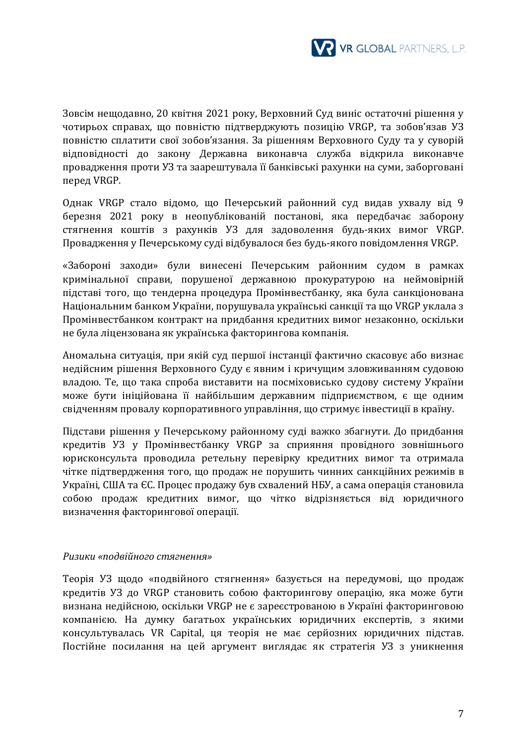Зовсім нещодавно, 20 квітня 2021 року, Верховний Суд виніс остаточні рішення у чотирьох справах, що повністю підтверджують позицію VRGP, та зобов'язав УЗ повністю сплатити свої зобов'язання. За рішенням Верховного Суду та у суворій відповідності до закону Державна виконавча служба відкрила виконавче провадження проти УЗ та заарештувала її банківські рахунки на суми, заборговані перед VRGP.

Однак VRGP стало відомо, що Печерський районний суд видав ухвалу від 9 березня 2021 року в неопублікованій постанові, яка передбачає заборону стягнення коштів з рахунків УЗ для задоволення будь-яких вимог VRGP. Провадження у Печерському суді відбувалося без будь-якого повідомлення VRGP.

«Заборонні заходи» були винесені Печерським районним судом в рамках кримінальної справи, порушеної державною прокуратурою на неймовірній підставі того, що тендерна процедура Промінвестбанку, яка була санкціонована Національним банком України, порушувала українські санкції та що VRGP уклала з Промінвестбанком контракт на придбання кредитних вимог незаконно, оскільки не була ліцензована як українська факторингова компанія.

Аномальна ситуація, при якій суд першої інстанції фактично скасовує або визнає недійсним рішення Верховного Суду є явним і кричущим зловживанням судовою владою. Те, що така спроба виставити на посміховисько судову систему України може бути ініційована її найбільшим державним підприємством, є ще одним свідченням провалу корпоративного управління, що стримує інвестиції в країну.

Підстави рішення у Печерському районному суді важко збагнути. До придбання кредитів УЗ у Промінвестбанку VRGP за сприяння провідного зовнішнього юрисконсульта проводила ретельну перевірку кредитних вимог та отримала чітке підтвердження того, що продаж не порушить чинних санкційних режимів в Україні, США та ЄС. Процес продажу був схвалений НБУ, а сама операція становила собою продаж кредитних вимог, що чітко відрізняється від юридичного визначення факторингової операції.

*Ризики «подвійного стягнення»*

Теорія УЗ щодо «подвійного стягнення» базується на передумові, що продаж кредитів УЗ до VRGP становить собою факторингову операцію, яка може бути визнана недійсною, оскільки VRGP не є зареєстрованою в Україні факторинговою компанією. На думку багатьох українських юридичних експертів, з якими консультувалась VR Capital, ця теорія не має серйозних юридичних підстав. Постійне посилання на цей аргумент виглядає як стратегія УЗ з уникнення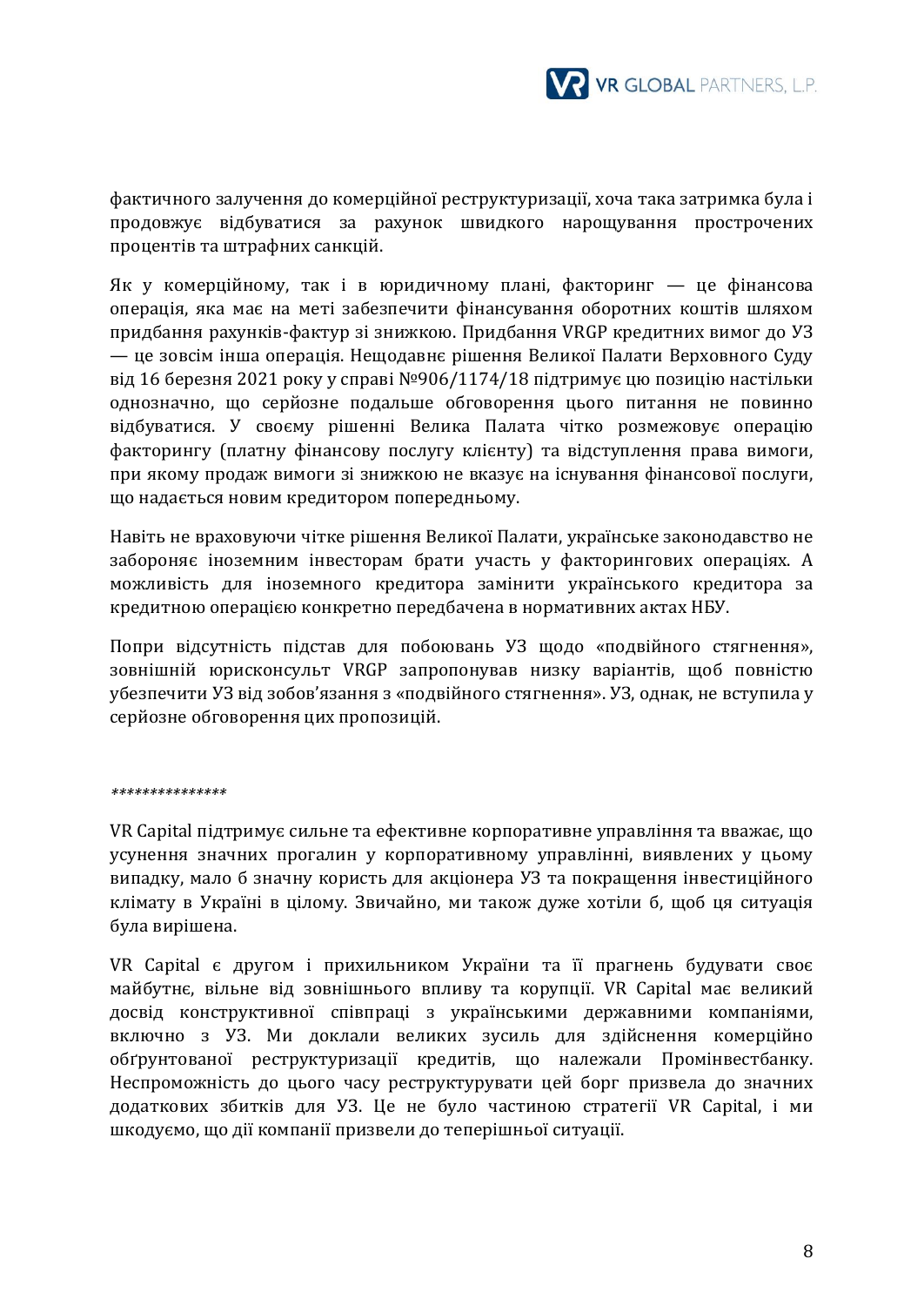фактичного залучення до комерційної реструктуризації, хоча така затримка була і продовжує відбуватися за рахунок швидкого нарощування прострочених процентів та штрафних санкцій.

Як у комерційному, так і в юридичному плані, факторинг — це фінансова операція, яка має на меті забезпечити фінансування оборотних коштів шляхом придбання рахунків-фактур зі знижкою. Придбання VRGP кредитних вимог до УЗ — це зовсім інша операція. Нещодавнє рішення Великої Палати Верховного Суду від 16 березня 2021 року у справі №906/1174/18 підтримує цю позицію настільки однозначно, що серйозне подальше обговорення цього питання не повинно відбуватися. У своєму рішенні Велика Палата чітко розмежовує операцію факторингу (платну фінансову послугу клієнту) та відступлення права вимоги, при якому продаж вимоги зі знижкою не вказує на існування фінансової послуги, що надається новим кредитором попередньому.

Навіть не враховуючи чітке рішення Великої Палати, українське законодавство не забороняє іноземним інвесторам брати участь у факторингових операціях. А можливість для іноземного кредитора замінити українського кредитора за кредитною операцією конкретно передбачена в нормативних актах НБУ.

Попри відсутність підстав для побоювань УЗ щодо «подвійного стягнення», зовнішній юрисконсульт VRGP запропонував низку варіантів, щоб повністю убезпечити УЗ від зобов'язання з «подвійного стягнення». УЗ, однак, не вступила у серйозне обговорення цих пропозицій.

*\*\*\*\*\*\*\*\*\*\*\*\*\*\**

VR Capital підтримує сильне та ефективне корпоративне управління та вважає, що усунення значних прогалин у корпоративному управлінні, виявлених у цьому випадку, мало б значну користь для акціонера УЗ та покращення інвестиційного клімату в Україні в цілому. Звичайно, ми також дуже хотіли б, щоб ця ситуація була вирішена.

VR Capital є другом і прихильником України та її прагнень будувати своє майбутнє, вільне від зовнішнього впливу та корупції. VR Capital має великий досвід конструктивної співпраці з українськими державними компаніями, включно з УЗ. Ми доклали великих зусиль для здійснення комерційно обґрунтованої реструктуризації кредитів, що належали Промінвестбанку. Неспроможність до цього часу реструктурувати цей борг призвела до значних додаткових збитків для УЗ. Це не було частиною стратегії VR Capital, і ми шкодуємо, що дії компанії призвели до теперішньої ситуації.